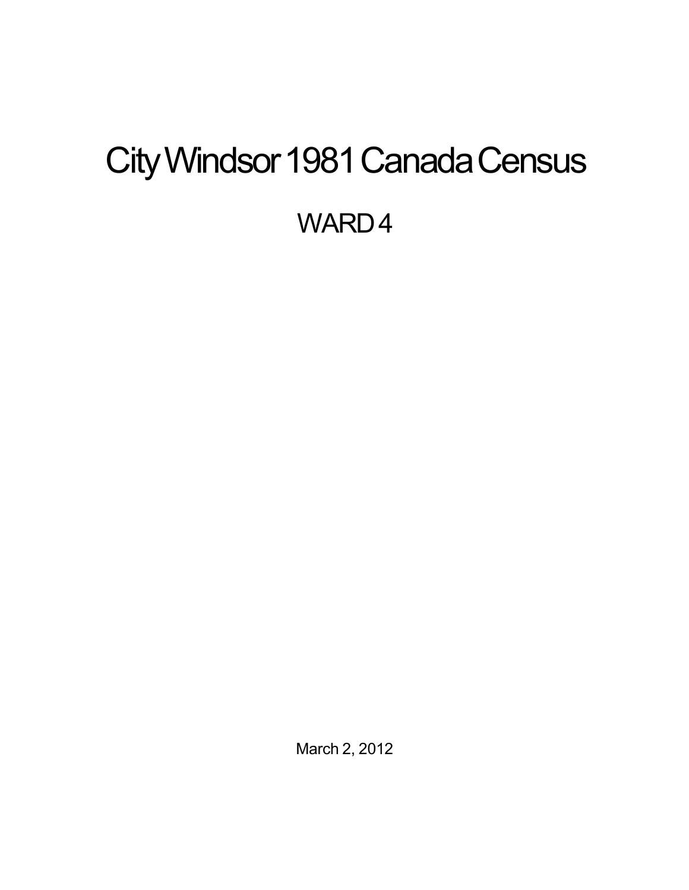# City Windsor 1981 Canada Census

## WARD 4

March 2, 2012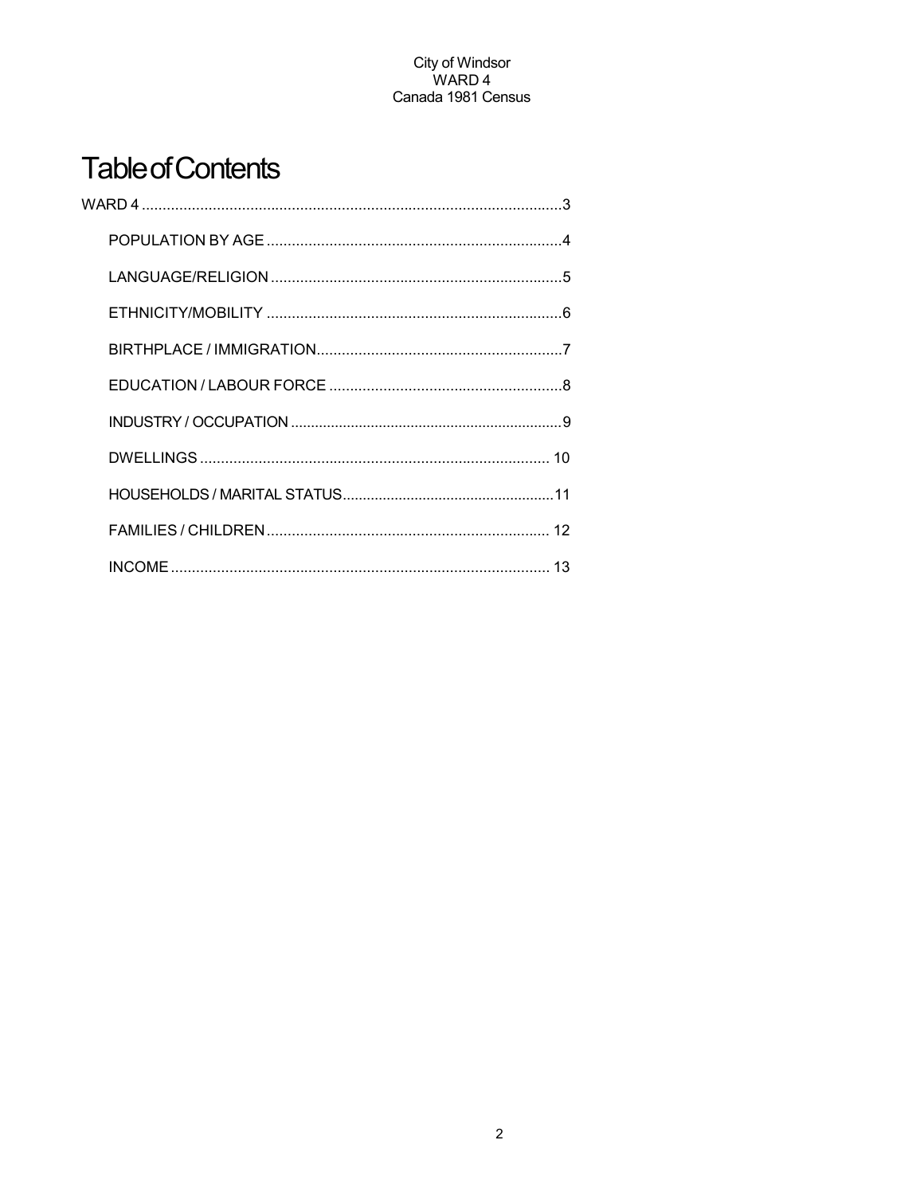# Table of Contents

WARD 4 .....................................................................................................3

- POPULATION BY AGE ......................................................................4
- LANGUAGE/RELIGION .....................................................................5
- ETHNICITY/MOBILITY ......................................................................6
- BIRTHPLACE / IMMIGRATION...........................................................7
- EDUCATION / LABOUR FORCE ........................................................8
- INDUSTRY / OCCUPATION ..................................................................9
- DWELLINGS ................................................................................... 10
- HOUSEHOLDS / MARITAL STATUS....................................................11
- FAMILIES / CHILDREN .................................................................... 12
- INCOME .......................................................................................... 13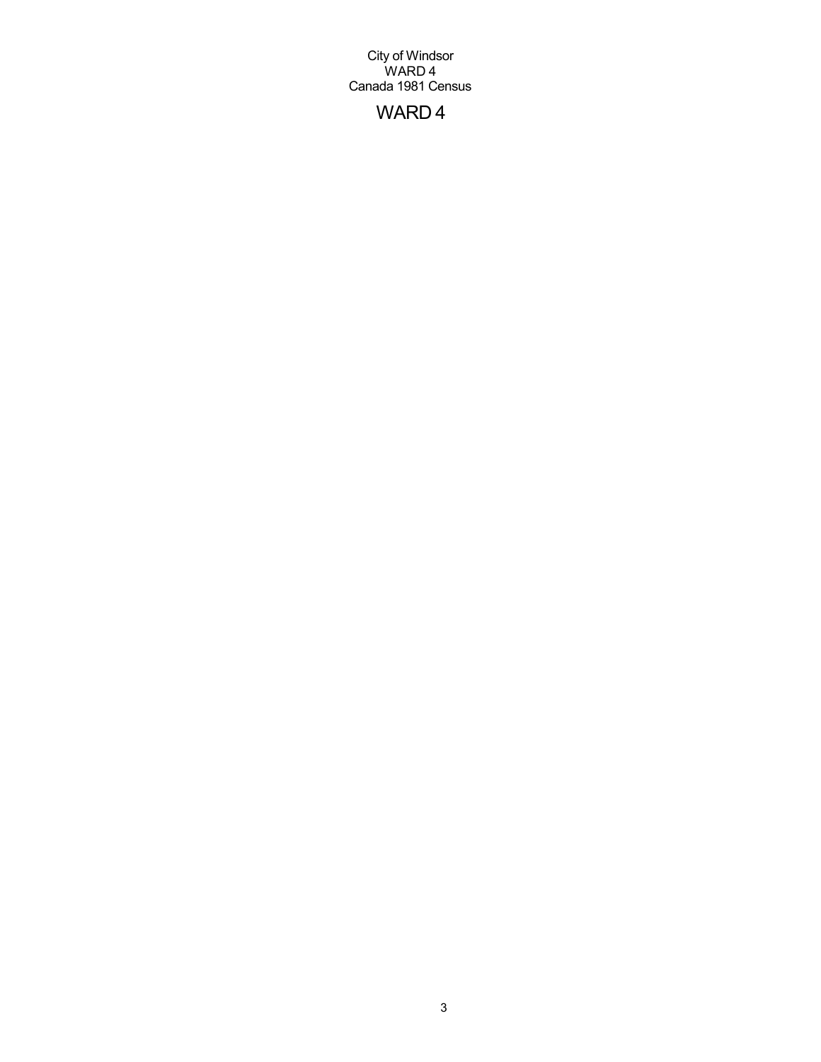City of Windsor
WARD 4
Canada 1981 Census

# WARD 4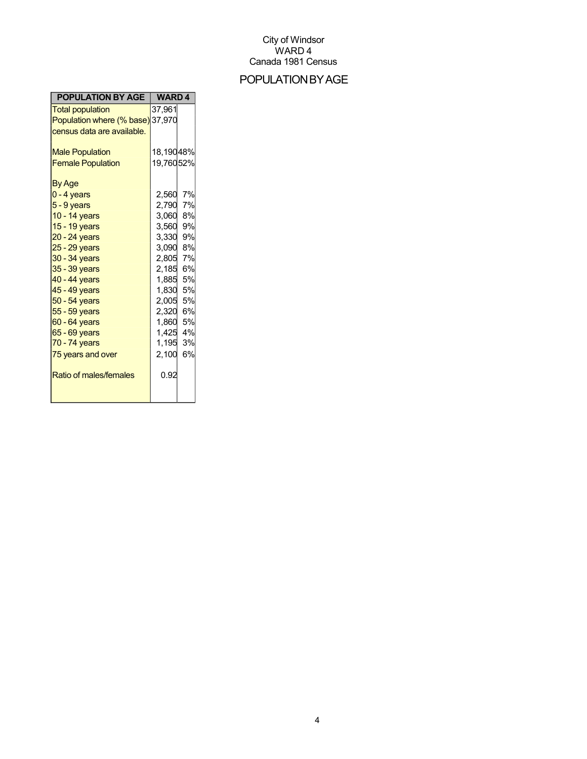City of Windsor
WARD 4
Canada 1981 Census

# POPULATION BY AGE

| POPULATION BY AGE | WARD 4 | |
|---|---|---|
| Total population | 37,961 | |
| Population where (% base) census data are available. | 37,970 | |
| | | |
| Male Population | 18,190 | 48% |
| Female Population | 19,760 | 52% |
| | | |
| By Age | | |
| 0 - 4 years | 2,560 | 7% |
| 5 - 9 years | 2,790 | 7% |
| 10 - 14 years | 3,060 | 8% |
| 15 - 19 years | 3,560 | 9% |
| 20 - 24 years | 3,330 | 9% |
| 25 - 29 years | 3,090 | 8% |
| 30 - 34 years | 2,805 | 7% |
| 35 - 39 years | 2,185 | 6% |
| 40 - 44 years | 1,885 | 5% |
| 45 - 49 years | 1,830 | 5% |
| 50 - 54 years | 2,005 | 5% |
| 55 - 59 years | 2,320 | 6% |
| 60 - 64 years | 1,860 | 5% |
| 65 - 69 years | 1,425 | 4% |
| 70 - 74 years | 1,195 | 3% |
| 75 years and over | 2,100 | 6% |
| | | |
| Ratio of males/females | 0.92 | |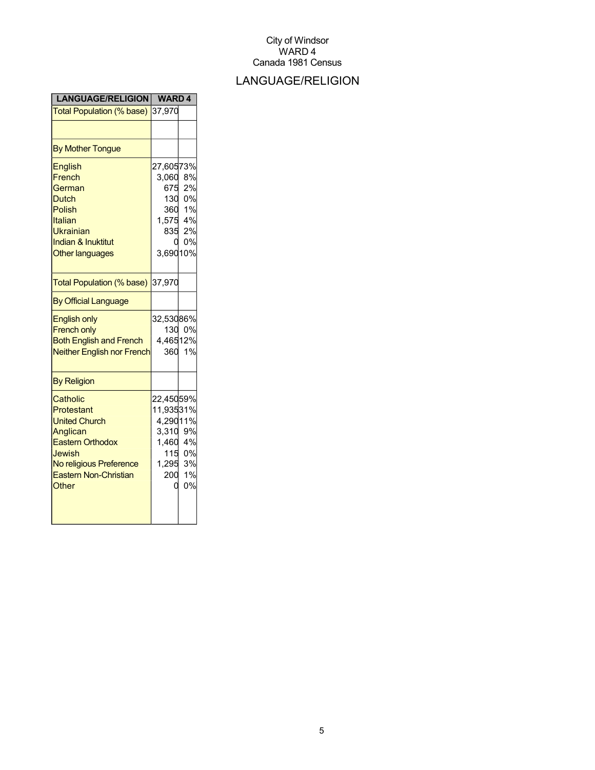City of Windsor
WARD 4
Canada 1981 Census

# LANGUAGE/RELIGION

| LANGUAGE/RELIGION | WARD 4 | |
|---|---|---|
| Total Population (% base) | 37,970 | |
| | | |
| By Mother Tongue | | |
| English | 27,605 | 73% |
| French | 3,060 | 8% |
| German | 675 | 2% |
| Dutch | 130 | 0% |
| Polish | 360 | 1% |
| Italian | 1,575 | 4% |
| Ukrainian | 835 | 2% |
| Indian & Inuktitut | 0 | 0% |
| Other languages | 3,690 | 10% |
| Total Population (% base) | 37,970 | |
| By Official Language | | |
| English only | 32,530 | 86% |
| French only | 130 | 0% |
| Both English and French | 4,465 | 12% |
| Neither English nor French | 360 | 1% |
| By Religion | | |
| Catholic | 22,450 | 59% |
| Protestant | 11,935 | 31% |
| United Church | 4,290 | 11% |
| Anglican | 3,310 | 9% |
| Eastern Orthodox | 1,460 | 4% |
| Jewish | 115 | 0% |
| No religious Preference | 1,295 | 3% |
| Eastern Non-Christian | 200 | 1% |
| Other | 0 | 0% |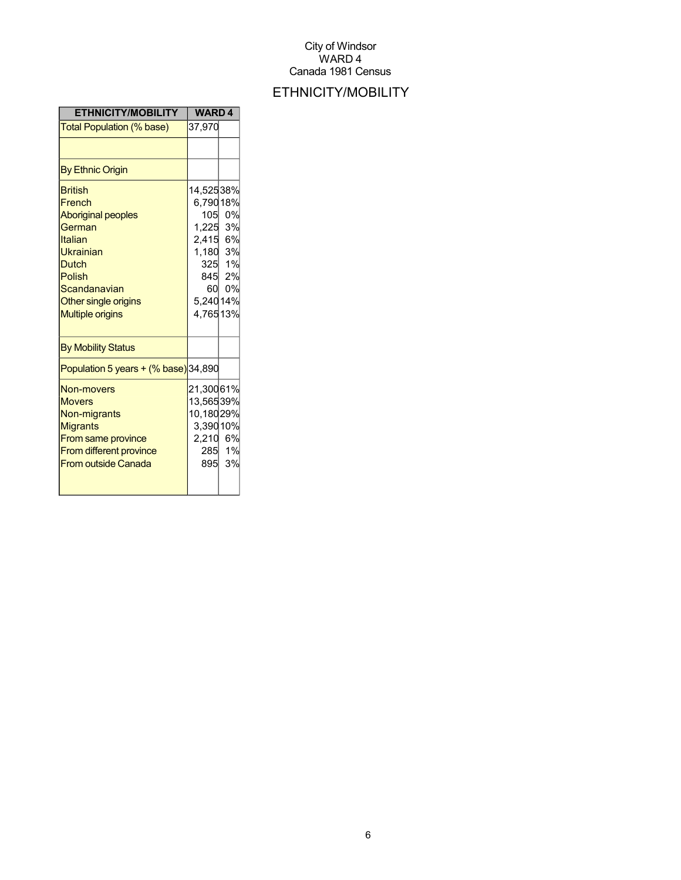City of Windsor
WARD 4
Canada 1981 Census

## ETHNICITY/MOBILITY

| ETHNICITY/MOBILITY | WARD 4 | |
|---|---|---|
| Total Population (% base) | 37,970 | |
| | | |
| By Ethnic Origin | | |
| British | 14,525 | 38% |
| French | 6,790 | 18% |
| Aboriginal peoples | 105 | 0% |
| German | 1,225 | 3% |
| Italian | 2,415 | 6% |
| Ukrainian | 1,180 | 3% |
| Dutch | 325 | 1% |
| Polish | 845 | 2% |
| Scandanavian | 60 | 0% |
| Other single origins | 5,240 | 14% |
| Multiple origins | 4,765 | 13% |
| By Mobility Status | | |
| Population 5 years + (% base) | 34,890 | |
| Non-movers | 21,300 | 61% |
| Movers | 13,565 | 39% |
| Non-migrants | 10,180 | 29% |
| Migrants | 3,390 | 10% |
| From same province | 2,210 | 6% |
| From different province | 285 | 1% |
| From outside Canada | 895 | 3% |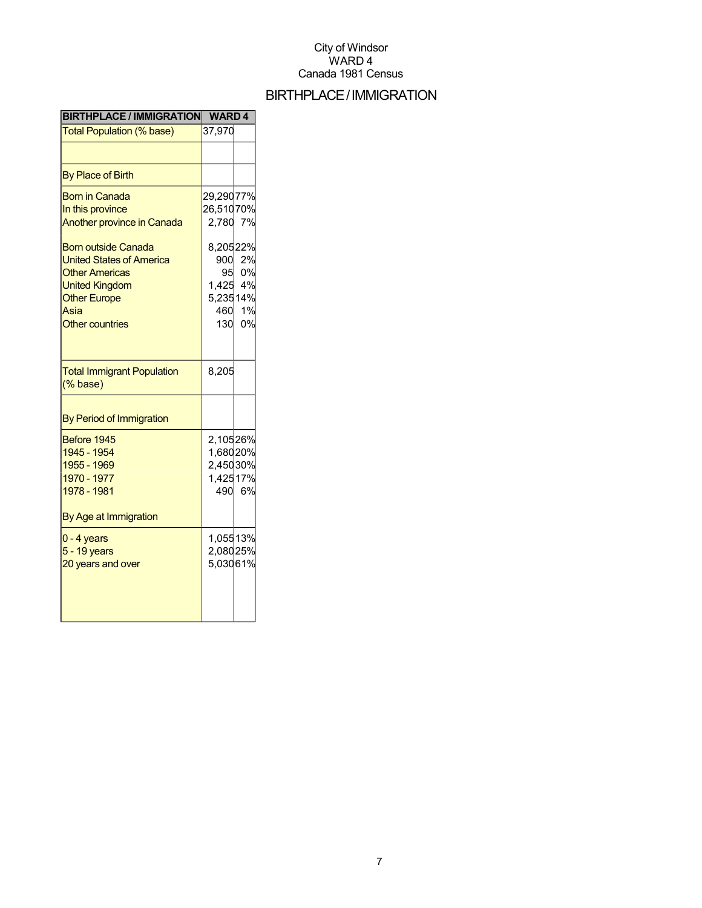City of Windsor
WARD 4
Canada 1981 Census

# BIRTHPLACE / IMMIGRATION

| BIRTHPLACE / IMMIGRATION | WARD 4 | |
|---|---|---|
| Total Population (% base) | 37,970 | |
| | | |
| By Place of Birth | | |
| Born in Canada | 29,290 | 77% |
| In this province | 26,510 | 70% |
| Another province in Canada | 2,780 | 7% |
| Born outside Canada | 8,205 | 22% |
| United States of America | 900 | 2% |
| Other Americas | 95 | 0% |
| United Kingdom | 1,425 | 4% |
| Other Europe | 5,235 | 14% |
| Asia | 460 | 1% |
| Other countries | 130 | 0% |
| Total Immigrant Population (% base) | 8,205 | |
| By Period of Immigration | | |
| Before 1945 | 2,105 | 26% |
| 1945 - 1954 | 1,680 | 20% |
| 1955 - 1969 | 2,450 | 30% |
| 1970 - 1977 | 1,425 | 17% |
| 1978 - 1981 | 490 | 6% |
| By Age at Immigration | | |
| 0 - 4 years | 1,055 | 13% |
| 5 - 19 years | 2,080 | 25% |
| 20 years and over | 5,030 | 61% |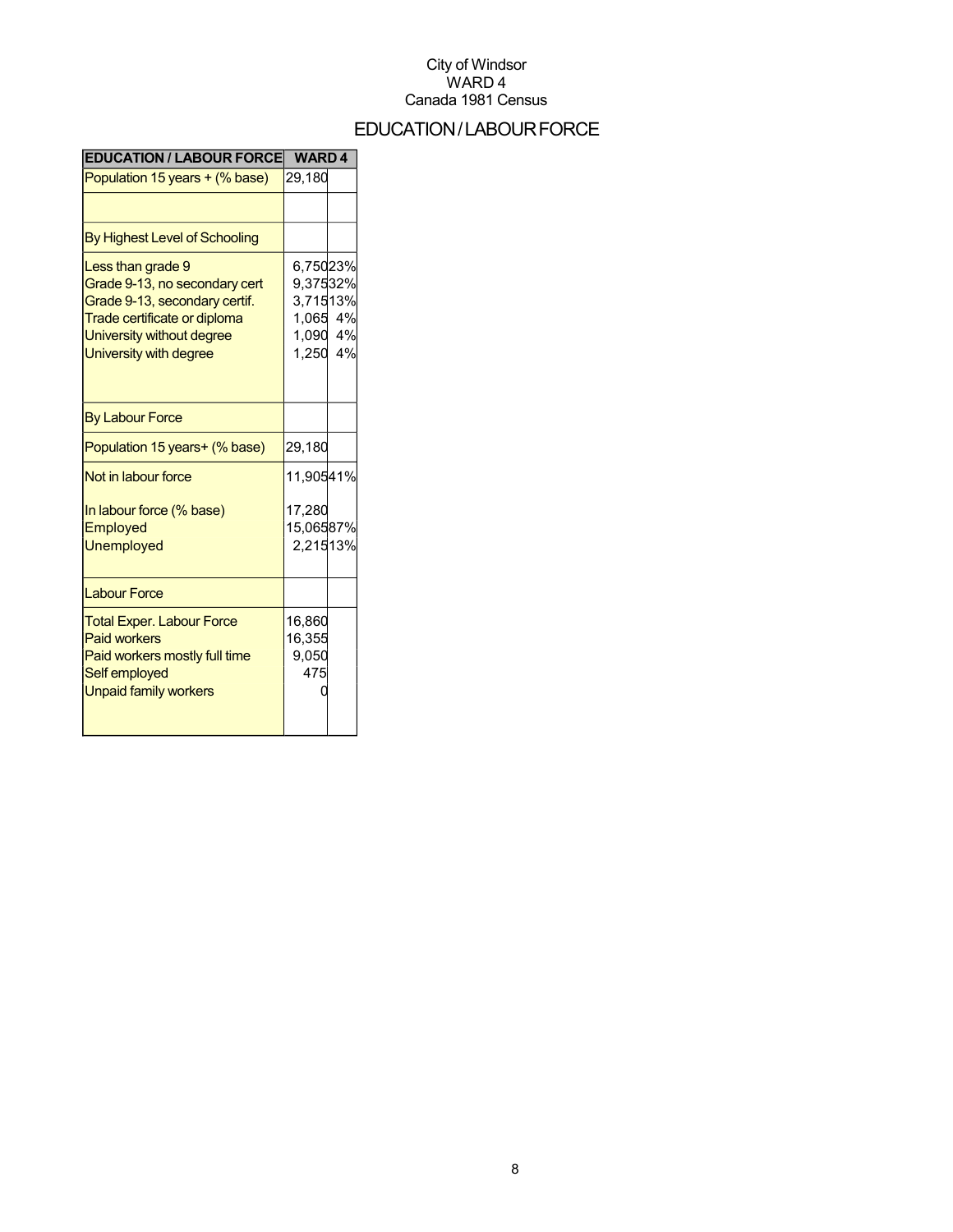City of Windsor
WARD 4
Canada 1981 Census

# EDUCATION / LABOUR FORCE

| EDUCATION / LABOUR FORCE | WARD 4 | |
|---|---|---|
| Population 15 years + (% base) | 29,180 | |
| | | |
| By Highest Level of Schooling | | |
| Less than grade 9 | 6,750 | 23% |
| Grade 9-13, no secondary cert | 9,375 | 32% |
| Grade 9-13, secondary certif. | 3,715 | 13% |
| Trade certificate or diploma | 1,065 | 4% |
| University without degree | 1,090 | 4% |
| University with degree | 1,250 | 4% |
| By Labour Force | | |
| Population 15 years+ (% base) | 29,180 | |
| Not in labour force | 11,905 | 41% |
| In labour force (% base) | 17,280 | |
| Employed | 15,065 | 87% |
| Unemployed | 2,215 | 13% |
| Labour Force | | |
| Total Exper. Labour Force | 16,860 | |
| Paid workers | 16,355 | |
| Paid workers mostly full time | 9,050 | |
| Self employed | 475 | |
| Unpaid family workers | 0 | |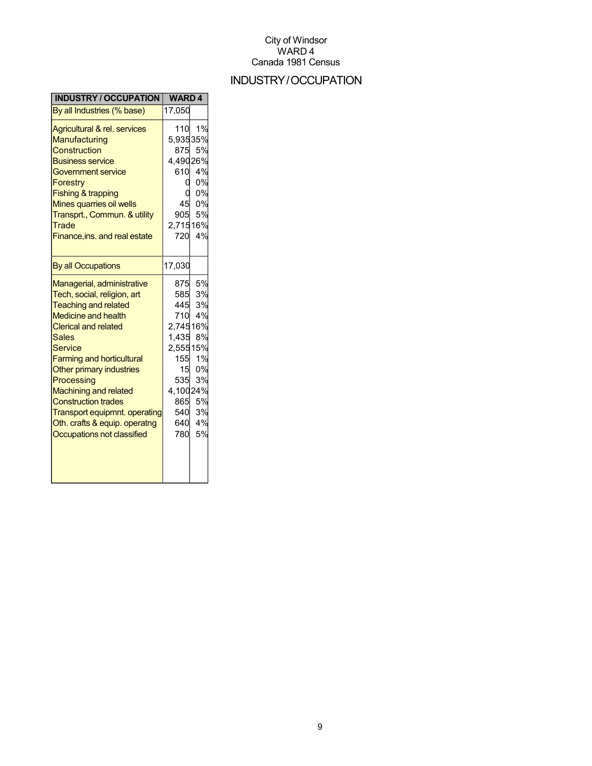City of Windsor
WARD 4
Canada 1981 Census

# INDUSTRY/OCCUPATION

| INDUSTRY / OCCUPATION | WARD 4 | |
|---|---|---|
| By all Industries (% base) | 17,050 | |
| Agricultural & rel. services | 110 | 1% |
| Manufacturing | 5,935 | 35% |
| Construction | 875 | 5% |
| Business service | 4,490 | 26% |
| Government service | 610 | 4% |
| Forestry | 0 | 0% |
| Fishing & trapping | 0 | 0% |
| Mines quarries oil wells | 45 | 0% |
| Transprt., Commun. & utility | 905 | 5% |
| Trade | 2,715 | 16% |
| Finance,ins. and real estate | 720 | 4% |
| By all Occupations | 17,030 | |
| Managerial, administrative | 875 | 5% |
| Tech, social, religion, art | 585 | 3% |
| Teaching and related | 445 | 3% |
| Medicine and health | 710 | 4% |
| Clerical and related | 2,745 | 16% |
| Sales | 1,435 | 8% |
| Service | 2,555 | 15% |
| Farming and horticultural | 155 | 1% |
| Other primary industries | 15 | 0% |
| Processing | 535 | 3% |
| Machining and related | 4,100 | 24% |
| Construction trades | 865 | 5% |
| Transport equipmnt. operating | 540 | 3% |
| Oth. crafts & equip. operatng | 640 | 4% |
| Occupations not classified | 780 | 5% |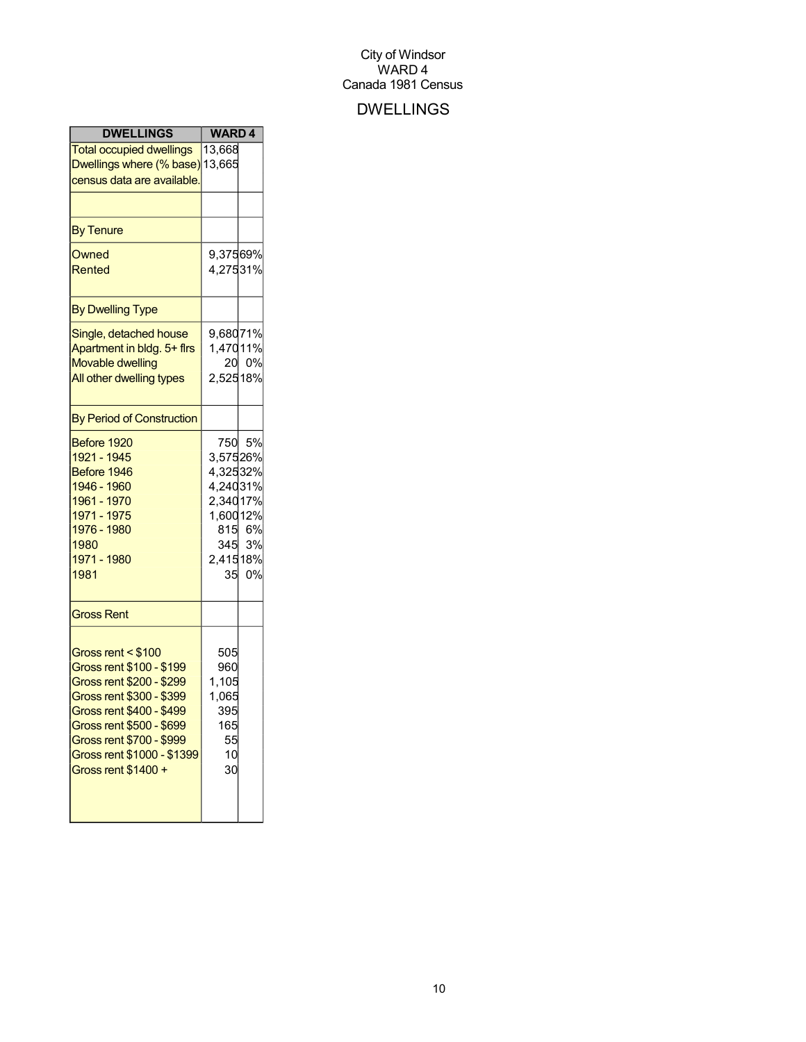City of Windsor
WARD 4
Canada 1981 Census

# DWELLINGS

| DWELLINGS | WARD 4 | |
|---|---|---|
| Total occupied dwellings | 13,668 | |
| Dwellings where (% base) census data are available. | 13,665 | |
| | | |
| By Tenure | | |
| Owned | 9,375 | 69% |
| Rented | 4,275 | 31% |
| By Dwelling Type | | |
| Single, detached house | 9,680 | 71% |
| Apartment in bldg. 5+ flrs | 1,470 | 11% |
| Movable dwelling | 20 | 0% |
| All other dwelling types | 2,525 | 18% |
| By Period of Construction | | |
| Before 1920 | 750 | 5% |
| 1921 - 1945 | 3,575 | 26% |
| Before 1946 | 4,325 | 32% |
| 1946 - 1960 | 4,240 | 31% |
| 1961 - 1970 | 2,340 | 17% |
| 1971 - 1975 | 1,600 | 12% |
| 1976 - 1980 | 815 | 6% |
| 1980 | 345 | 3% |
| 1971 - 1980 | 2,415 | 18% |
| 1981 | 35 | 0% |
| Gross Rent | | |
| Gross rent < $100 | 505 | |
| Gross rent $100 - $199 | 960 | |
| Gross rent $200 - $299 | 1,105 | |
| Gross rent $300 - $399 | 1,065 | |
| Gross rent $400 - $499 | 395 | |
| Gross rent $500 - $699 | 165 | |
| Gross rent $700 - $999 | 55 | |
| Gross rent $1000 - $1399 | 10 | |
| Gross rent $1400 + | 30 | |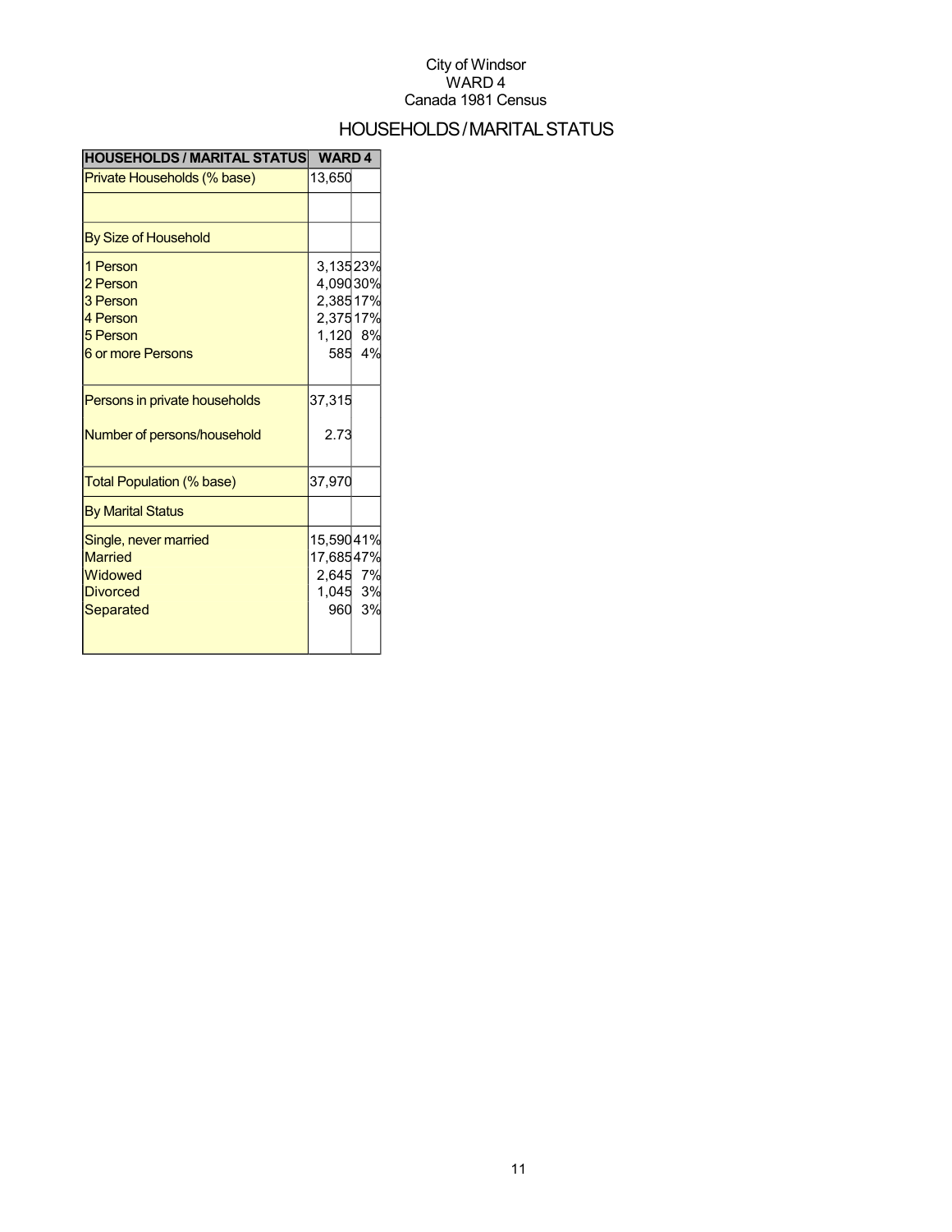City of Windsor
WARD 4
Canada 1981 Census

## HOUSEHOLDS / MARITAL STATUS

| HOUSEHOLDS / MARITAL STATUS | WARD 4 | |
|---|---|---|
| Private Households (% base) | 13,650 | |
| | | |
| By Size of Household | | |
| 1 Person | 3,135 | 23% |
| 2 Person | 4,090 | 30% |
| 3 Person | 2,385 | 17% |
| 4 Person | 2,375 | 17% |
| 5 Person | 1,120 | 8% |
| 6 or more Persons | 585 | 4% |
| Persons in private households | 37,315 | |
| Number of persons/household | 2.73 | |
| Total Population (% base) | 37,970 | |
| By Marital Status | | |
| Single, never married | 15,590 | 41% |
| Married | 17,685 | 47% |
| Widowed | 2,645 | 7% |
| Divorced | 1,045 | 3% |
| Separated | 960 | 3% |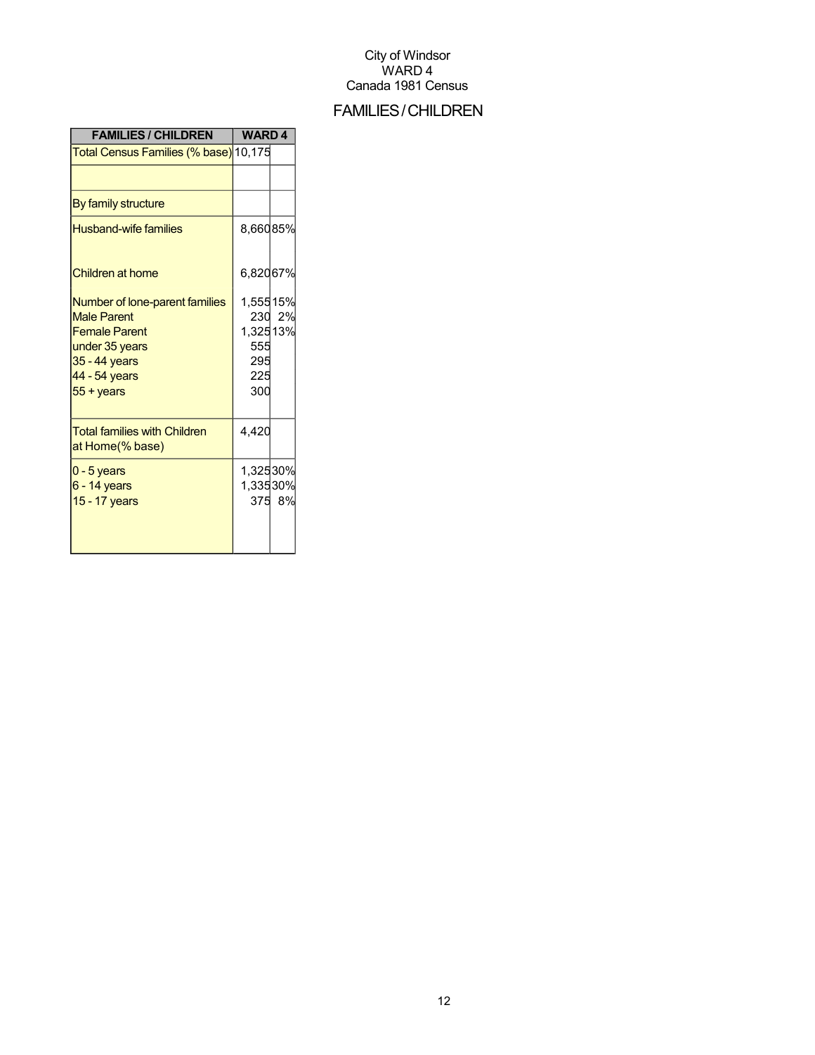City of Windsor
WARD 4
Canada 1981 Census

## FAMILIES / CHILDREN

| FAMILIES / CHILDREN | WARD 4 | |
|---|---|---|
| Total Census Families (% base) | 10,175 | |
| | | |
| By family structure | | |
| Husband-wife families | 8,660 | 85% |
| Children at home | 6,820 | 67% |
| Number of lone-parent families | 1,555 | 15% |
| Male Parent | 230 | 2% |
| Female Parent | 1,325 | 13% |
| under 35 years | 555 | |
| 35 - 44 years | 295 | |
| 44 - 54 years | 225 | |
| 55 + years | 300 | |
| Total families with Children at Home(% base) | 4,420 | |
| 0 - 5 years | 1,325 | 30% |
| 6 - 14 years | 1,335 | 30% |
| 15 - 17 years | 375 | 8% |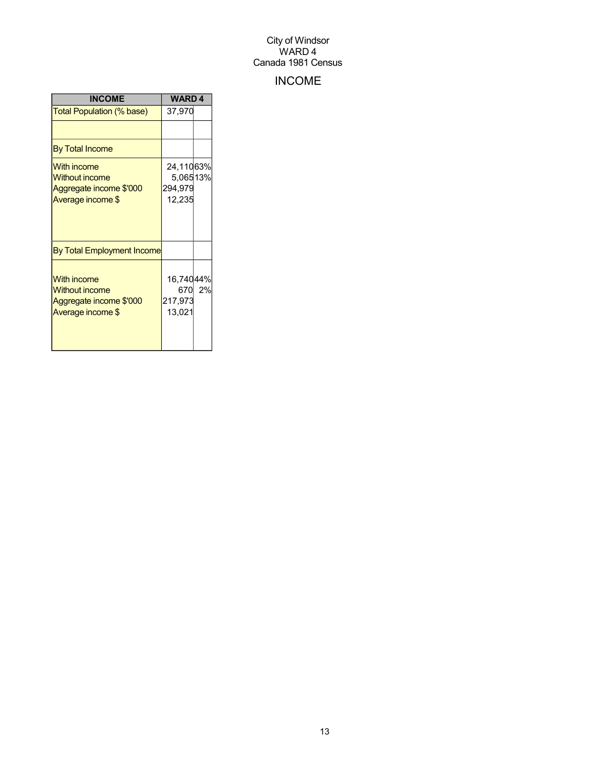City of Windsor
WARD 4
Canada 1981 Census

# INCOME

| INCOME | WARD 4 | |
|---|---|---|
| Total Population (% base) | 37,970 | |
| | | |
| By Total Income | | |
| With income | 24,110 | 63% |
| Without income | 5,065 | 13% |
| Aggregate income $'000 | 294,979 | |
| Average income $ | 12,235 | |
| By Total Employment Income | | |
| With income | 16,740 | 44% |
| Without income | 670 | 2% |
| Aggregate income $'000 | 217,973 | |
| Average income $ | 13,021 | |